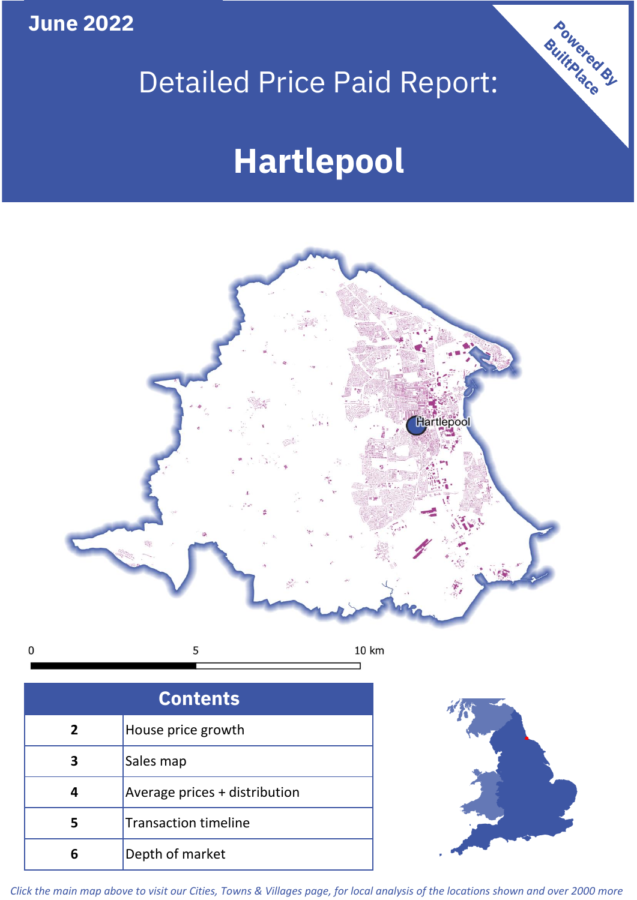June 2022

# Detailed Price Paid Report:

# Hartlepool

Powered By BuiltPlace

| Contents | |
|---|---|
| 2 | House price growth |
| 3 | Sales map |
| 4 | Average prices + distribution |
| 5 | Transaction timeline |
| 6 | Depth of market |

*Click the main map above to visit our Cities, Towns & Villages page, for local analysis of the locations shown and over 2000 more*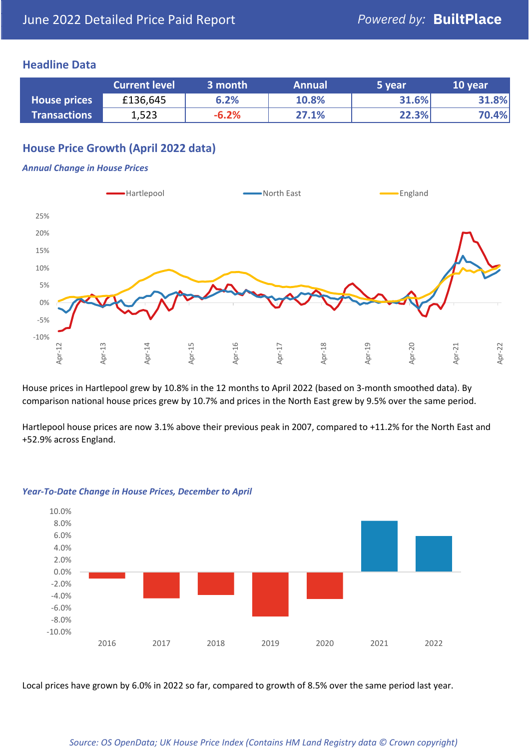June 2022 Detailed Price Paid Report

*Powered by:* **BuiltPlace**

## Headline Data

| | Current level | 3 month | Annual | 5 year | 10 year |
|---|---|---|---|---|---|
| **House prices** | £136,645 | 6.2% | 10.8% | 31.6% | 31.8% |
| **Transactions** | 1,523 | -6.2% | 27.1% | 22.3% | 70.4% |

## House Price Growth (April 2022 data)

***Annual Change in House Prices***

House prices in Hartlepool grew by 10.8% in the 12 months to April 2022 (based on 3-month smoothed data). By comparison national house prices grew by 10.7% and prices in the North East grew by 9.5% over the same period.

Hartlepool house prices are now 3.1% above their previous peak in 2007, compared to +11.2% for the North East and +52.9% across England.

***Year-To-Date Change in House Prices, December to April***

Local prices have grown by 6.0% in 2022 so far, compared to growth of 8.5% over the same period last year.

*Source: OS OpenData; UK House Price Index (Contains HM Land Registry data © Crown copyright)*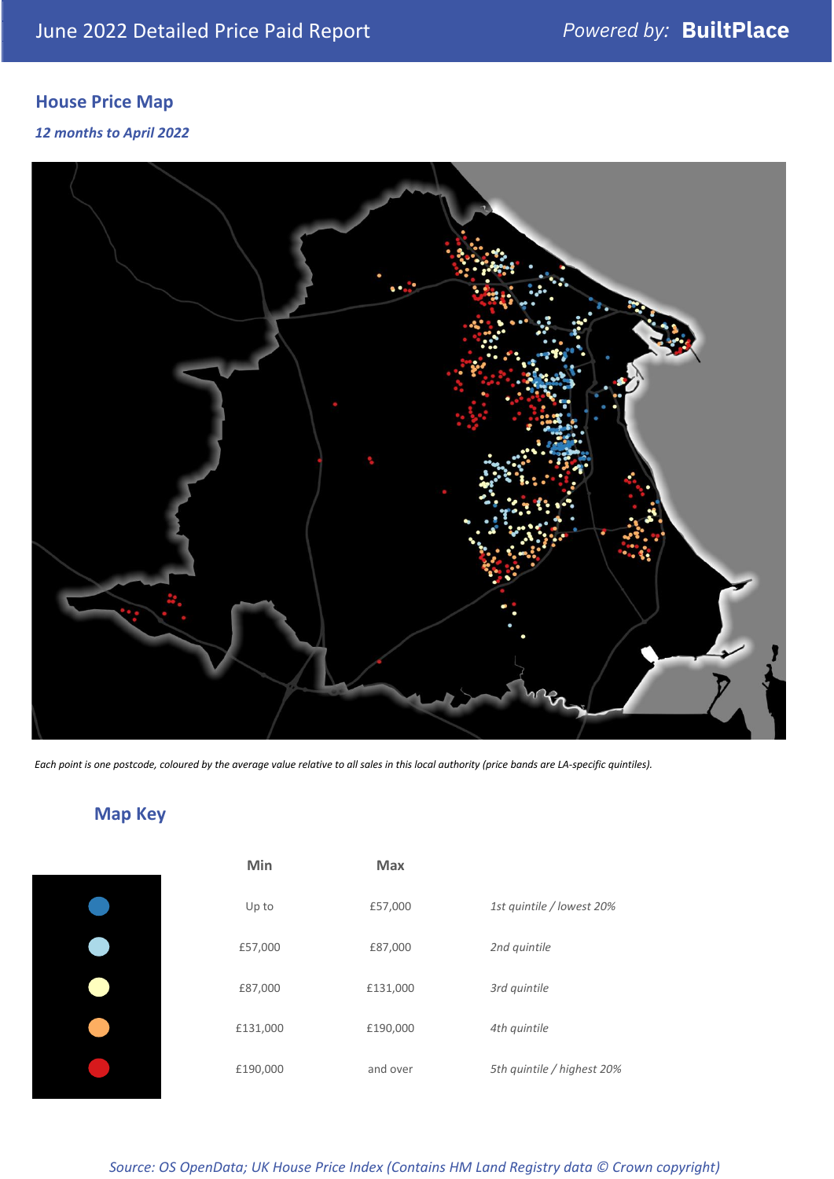## House Price Map

*12 months to April 2022*

*Each point is one postcode, coloured by the average value relative to all sales in this local authority (price bands are LA-specific quintiles).*

## Map Key

| | Min | Max | |
|---|---|---|---|
| | Up to | £57,000 | *1st quintile / lowest 20%* |
| | £57,000 | £87,000 | *2nd quintile* |
| | £87,000 | £131,000 | *3rd quintile* |
| | £131,000 | £190,000 | *4th quintile* |
| | £190,000 | and over | *5th quintile / highest 20%* |

*Source: OS OpenData; UK House Price Index (Contains HM Land Registry data © Crown copyright)*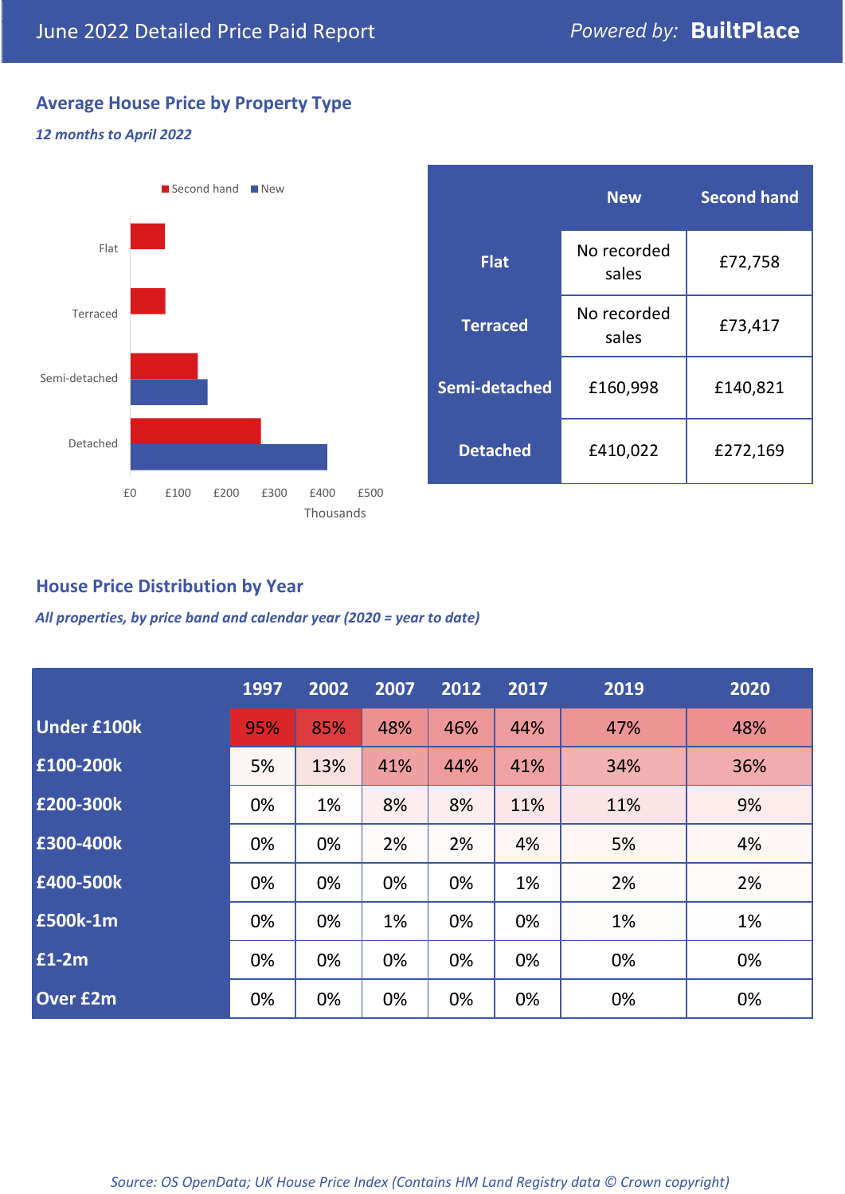June 2022 Detailed Price Paid Report

*Powered by:* **BuiltPlace**

## Average House Price by Property Type

***12 months to April 2022***

|  | New | Second hand |
|---|---|---|
| **Flat** | No recorded sales | £72,758 |
| **Terraced** | No recorded sales | £73,417 |
| **Semi-detached** | £160,998 | £140,821 |
| **Detached** | £410,022 | £272,169 |

## House Price Distribution by Year

***All properties, by price band and calendar year (2020 = year to date)***

|  | 1997 | 2002 | 2007 | 2012 | 2017 | 2019 | 2020 |
|---|---|---|---|---|---|---|---|
| **Under £100k** | 95% | 85% | 48% | 46% | 44% | 47% | 48% |
| **£100-200k** | 5% | 13% | 41% | 44% | 41% | 34% | 36% |
| **£200-300k** | 0% | 1% | 8% | 8% | 11% | 11% | 9% |
| **£300-400k** | 0% | 0% | 2% | 2% | 4% | 5% | 4% |
| **£400-500k** | 0% | 0% | 0% | 0% | 1% | 2% | 2% |
| **£500k-1m** | 0% | 0% | 1% | 0% | 0% | 1% | 1% |
| **£1-2m** | 0% | 0% | 0% | 0% | 0% | 0% | 0% |
| **Over £2m** | 0% | 0% | 0% | 0% | 0% | 0% | 0% |

*Source: OS OpenData; UK House Price Index (Contains HM Land Registry data © Crown copyright)*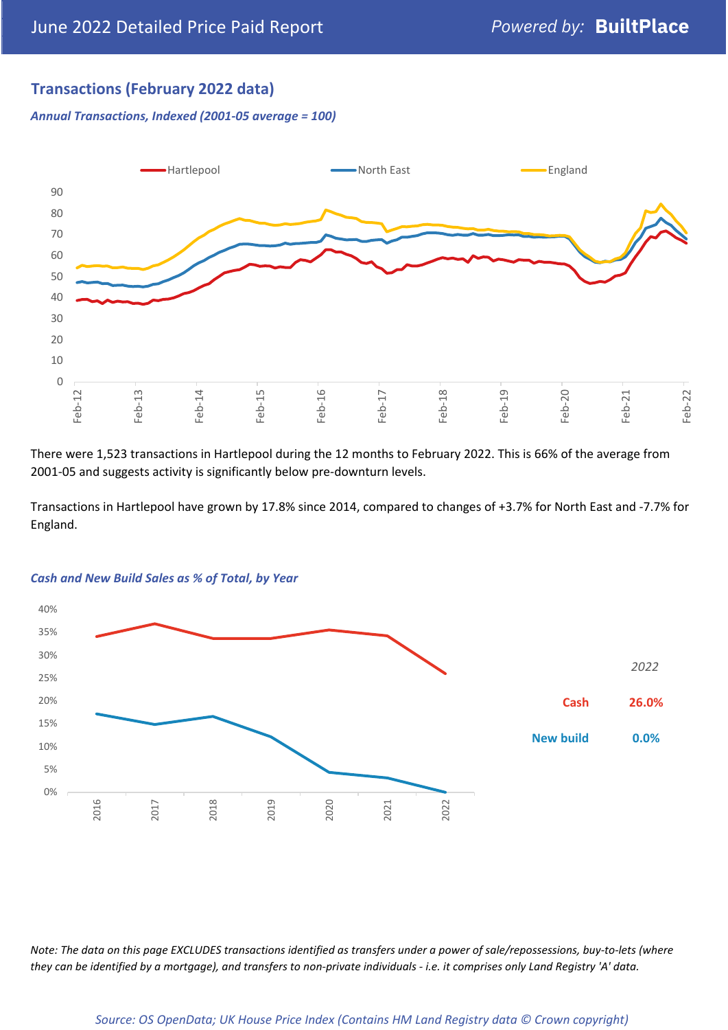## Transactions (February 2022 data)

*Annual Transactions, Indexed (2001-05 average = 100)*

There were 1,523 transactions in Hartlepool during the 12 months to February 2022. This is 66% of the average from 2001-05 and suggests activity is significantly below pre-downturn levels.

Transactions in Hartlepool have grown by 17.8% since 2014, compared to changes of +3.7% for North East and -7.7% for England.

*Cash and New Build Sales as % of Total, by Year*

| | 2022 |
|---|---|
| Cash | 26.0% |
| New build | 0.0% |

*Note: The data on this page EXCLUDES transactions identified as transfers under a power of sale/repossessions, buy-to-lets (where they can be identified by a mortgage), and transfers to non-private individuals - i.e. it comprises only Land Registry 'A' data.*

*Source: OS OpenData; UK House Price Index (Contains HM Land Registry data © Crown copyright)*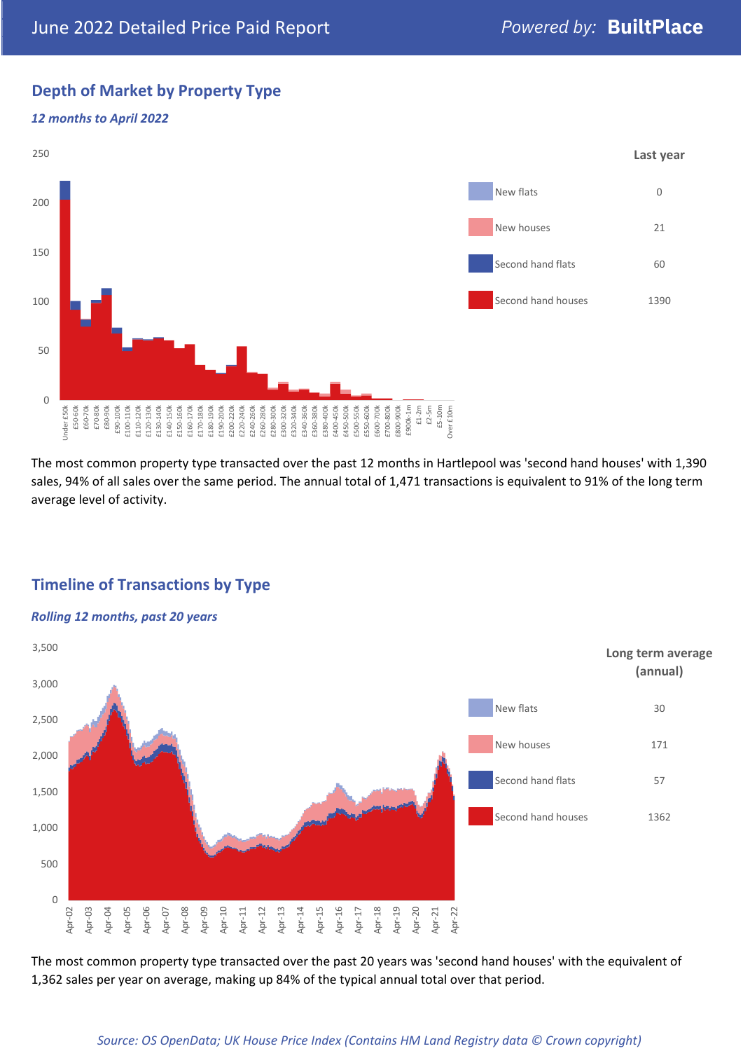## Depth of Market by Property Type

*12 months to April 2022*

250
200
150
100
50
0

Under £50k, £50-60k, £60-70k, £70-80k, £80-90k, £90-100k, £100-110k, £110-120k, £120-130k, £130-140k, £140-150k, £150-160k, £160-170k, £170-180k, £180-190k, £190-200k, £200-220k, £220-240k, £240-260k, £260-280k, £280-300k, £300-320k, £320-340k, £340-360k, £360-380k, £380-400k, £400-450k, £450-500k, £500-550k, £550-600k, £600-700k, £700-800k, £800-900k, £900k-1m, £1-2m, £2-5m, £5-10m, Over £10m

Last year

New flats 0
New houses 21
Second hand flats 60
Second hand houses 1390

The most common property type transacted over the past 12 months in Hartlepool was 'second hand houses' with 1,390 sales, 94% of all sales over the same period. The annual total of 1,471 transactions is equivalent to 91% of the long term average level of activity.

## Timeline of Transactions by Type

*Rolling 12 months, past 20 years*

3,500
3,000
2,500
2,000
1,500
1,000
500
0

Apr-02, Apr-03, Apr-04, Apr-05, Apr-06, Apr-07, Apr-08, Apr-09, Apr-10, Apr-11, Apr-12, Apr-13, Apr-14, Apr-15, Apr-16, Apr-17, Apr-18, Apr-19, Apr-20, Apr-21, Apr-22

Long term average (annual)

New flats 30
New houses 171
Second hand flats 57
Second hand houses 1362

The most common property type transacted over the past 20 years was 'second hand houses' with the equivalent of 1,362 sales per year on average, making up 84% of the typical annual total over that period.

*Source: OS OpenData; UK House Price Index (Contains HM Land Registry data © Crown copyright)*